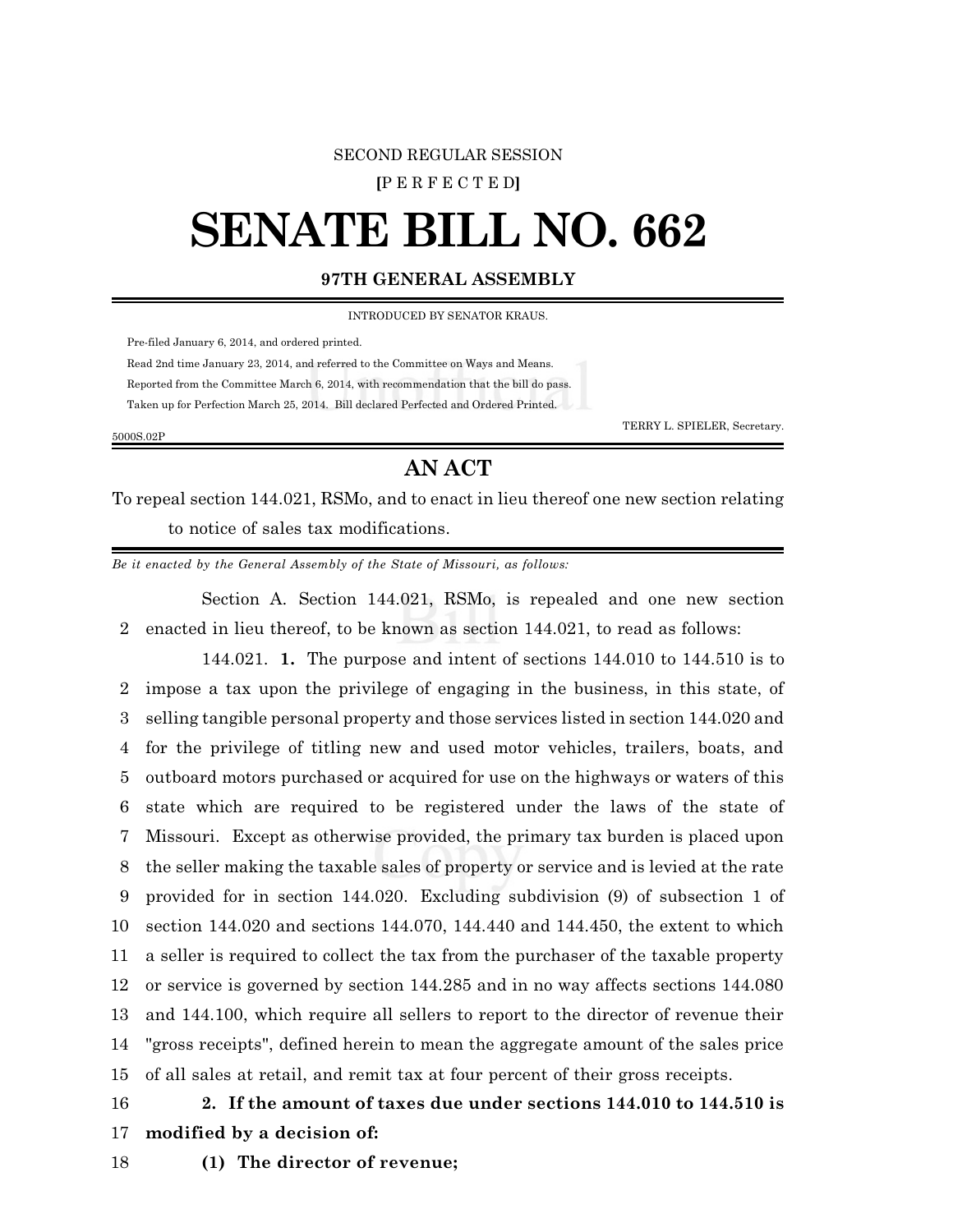SECOND REGULAR SESSION

**[**P E R F E C T E D**]**

# SENATE BILL NO. 662

**97TH GENERAL ASSEMBLY**

INTRODUCED BY SENATOR KRAUS.

Pre-filed January 6, 2014, and ordered printed.

Read 2nd time January 23, 2014, and referred to the Committee on Ways and Means.

Reported from the Committee March 6, 2014, with recommendation that the bill do pass.

Taken up for Perfection March 25, 2014. Bill declared Perfected and Ordered Printed.

TERRY L. SPIELER, Secretary.

5000S.02P

## AN ACT

To repeal section 144.021, RSMo, and to enact in lieu thereof one new section relating to notice of sales tax modifications.

*Be it enacted by the General Assembly of the State of Missouri, as follows:*

Section A. Section 144.021, RSMo, is repealed and one new section
2 enacted in lieu thereof, to be known as section 144.021, to read as follows:

144.021. **1.** The purpose and intent of sections 144.010 to 144.510 is to
2 impose a tax upon the privilege of engaging in the business, in this state, of
3 selling tangible personal property and those services listed in section 144.020 and
4 for the privilege of titling new and used motor vehicles, trailers, boats, and
5 outboard motors purchased or acquired for use on the highways or waters of this
6 state which are required to be registered under the laws of the state of
7 Missouri. Except as otherwise provided, the primary tax burden is placed upon
8 the seller making the taxable sales of property or service and is levied at the rate
9 provided for in section 144.020. Excluding subdivision (9) of subsection 1 of
10 section 144.020 and sections 144.070, 144.440 and 144.450, the extent to which
11 a seller is required to collect the tax from the purchaser of the taxable property
12 or service is governed by section 144.285 and in no way affects sections 144.080
13 and 144.100, which require all sellers to report to the director of revenue their
14 "gross receipts", defined herein to mean the aggregate amount of the sales price
15 of all sales at retail, and remit tax at four percent of their gross receipts.

16 **2. If the amount of taxes due under sections 144.010 to 144.510 is**
17 **modified by a decision of:**

18 **(1) The director of revenue;**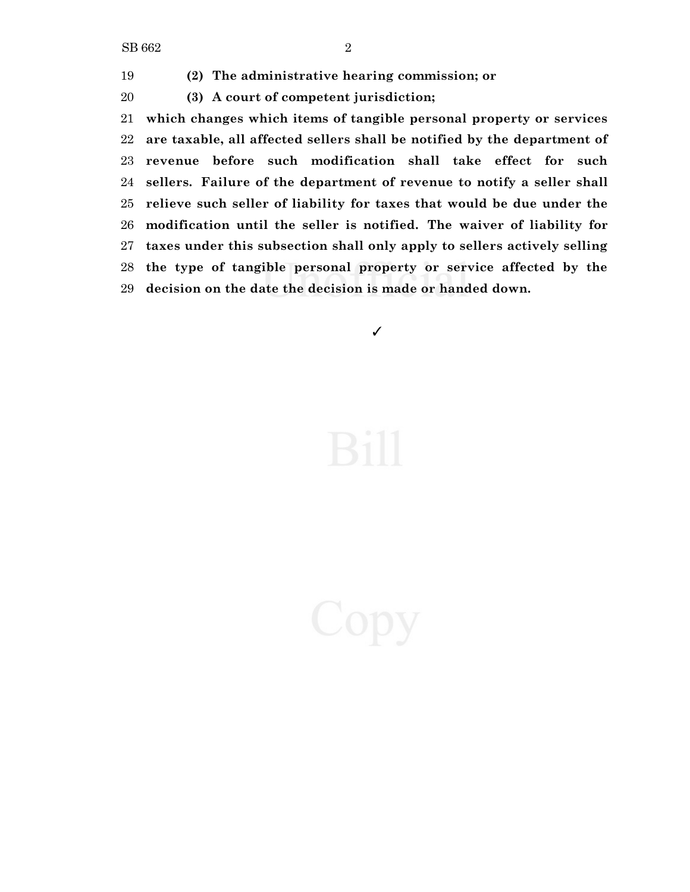**(2) The administrative hearing commission; or**

**(3) A court of competent jurisdiction;**

**which changes which items of tangible personal property or services are taxable, all affected sellers shall be notified by the department of revenue before such modification shall take effect for such sellers. Failure of the department of revenue to notify a seller shall relieve such seller of liability for taxes that would be due under the modification until the seller is notified. The waiver of liability for taxes under this subsection shall only apply to sellers actively selling the type of tangible personal property or service affected by the decision on the date the decision is made or handed down.**

✓